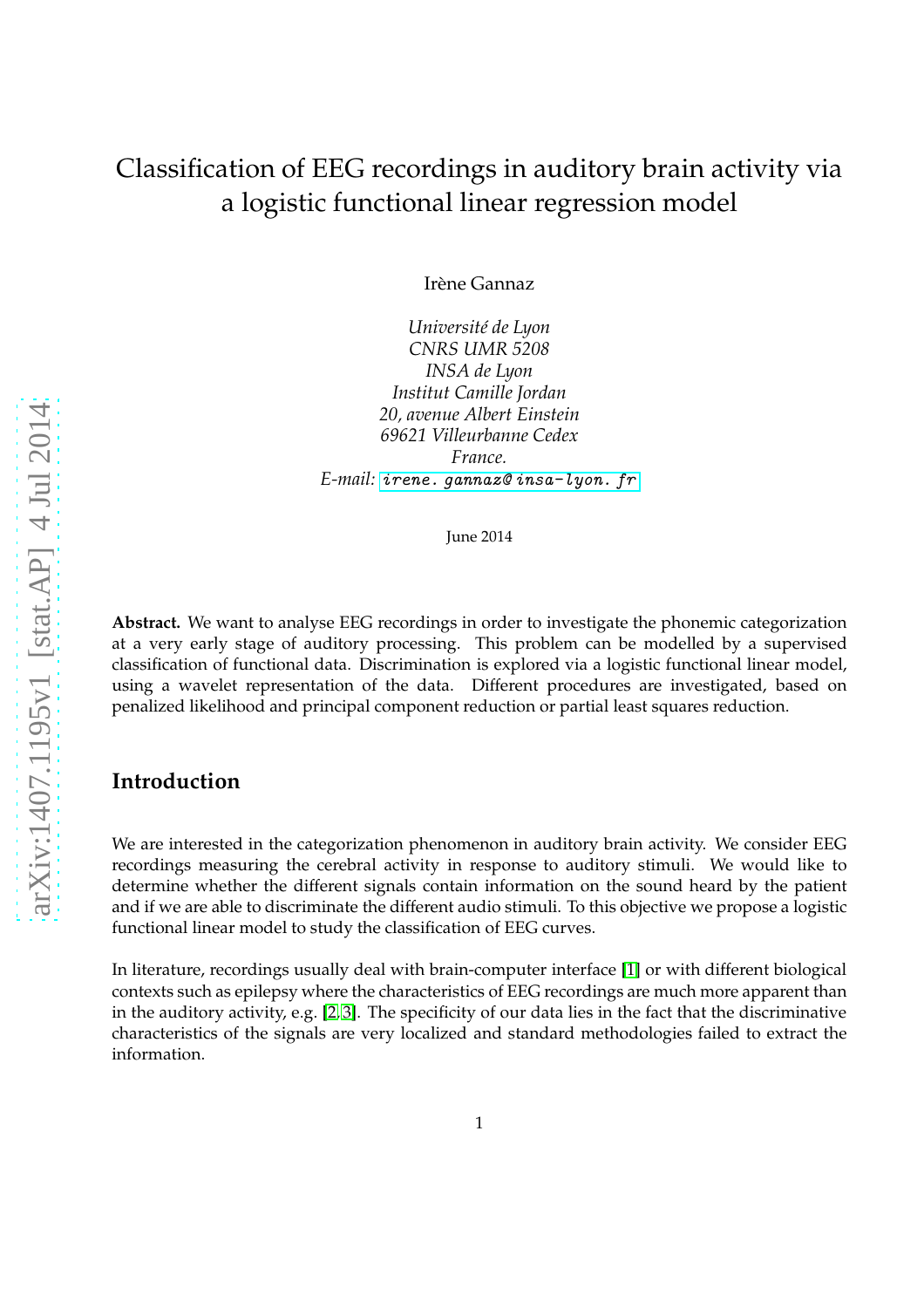# Classification of EEG recordings in auditory brain activity via a logistic functional linear regression model

Irène Gannaz

*Université de Lyon*
*CNRS UMR 5208*
*INSA de Lyon*
*Institut Camille Jordan*
*20, avenue Albert Einstein*
*69621 Villeurbanne Cedex*
*France.*
*E-mail:* irene.gannaz@insa-lyon.fr

June 2014

**Abstract.** We want to analyse EEG recordings in order to investigate the phonemic categorization at a very early stage of auditory processing. This problem can be modelled by a supervised classification of functional data. Discrimination is explored via a logistic functional linear model, using a wavelet representation of the data. Different procedures are investigated, based on penalized likelihood and principal component reduction or partial least squares reduction.

## Introduction

We are interested in the categorization phenomenon in auditory brain activity. We consider EEG recordings measuring the cerebral activity in response to auditory stimuli. We would like to determine whether the different signals contain information on the sound heard by the patient and if we are able to discriminate the different audio stimuli. To this objective we propose a logistic functional linear model to study the classification of EEG curves.

In literature, recordings usually deal with brain-computer interface [1] or with different biological contexts such as epilepsy where the characteristics of EEG recordings are much more apparent than in the auditory activity, e.g. [2, 3]. The specificity of our data lies in the fact that the discriminative characteristics of the signals are very localized and standard methodologies failed to extract the information.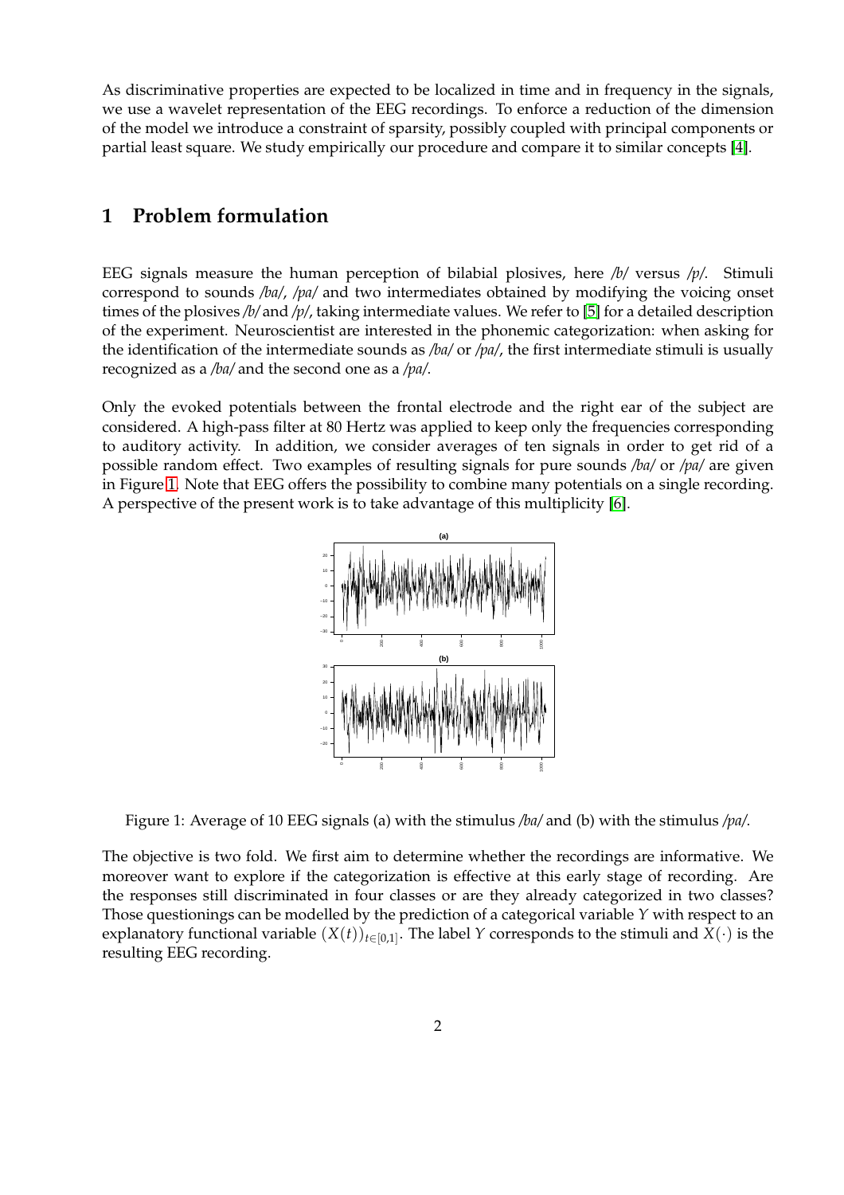As discriminative properties are expected to be localized in time and in frequency in the signals, we use a wavelet representation of the EEG recordings. To enforce a reduction of the dimension of the model we introduce a constraint of sparsity, possibly coupled with principal components or partial least square. We study empirically our procedure and compare it to similar concepts [4].

## 1 Problem formulation

EEG signals measure the human perception of bilabial plosives, here */b/* versus */p/*. Stimuli correspond to sounds */ba/*, */pa/* and two intermediates obtained by modifying the voicing onset times of the plosives */b/* and */p/*, taking intermediate values. We refer to [5] for a detailed description of the experiment. Neuroscientist are interested in the phonemic categorization: when asking for the identification of the intermediate sounds as */ba/* or */pa/*, the first intermediate stimuli is usually recognized as a */ba/* and the second one as a */pa/*.

Only the evoked potentials between the frontal electrode and the right ear of the subject are considered. A high-pass filter at 80 Hertz was applied to keep only the frequencies corresponding to auditory activity. In addition, we consider averages of ten signals in order to get rid of a possible random effect. Two examples of resulting signals for pure sounds */ba/* or */pa/* are given in Figure 1. Note that EEG offers the possibility to combine many potentials on a single recording. A perspective of the present work is to take advantage of this multiplicity [6].

Figure 1: Average of 10 EEG signals (a) with the stimulus */ba/* and (b) with the stimulus */pa/*.

The objective is two fold. We first aim to determine whether the recordings are informative. We moreover want to explore if the categorization is effective at this early stage of recording. Are the responses still discriminated in four classes or are they already categorized in two classes? Those questionings can be modelled by the prediction of a categorical variable $Y$ with respect to an explanatory functional variable $(X(t))_{t\in[0,1]}$. The label $Y$ corresponds to the stimuli and $X(\cdot)$ is the resulting EEG recording.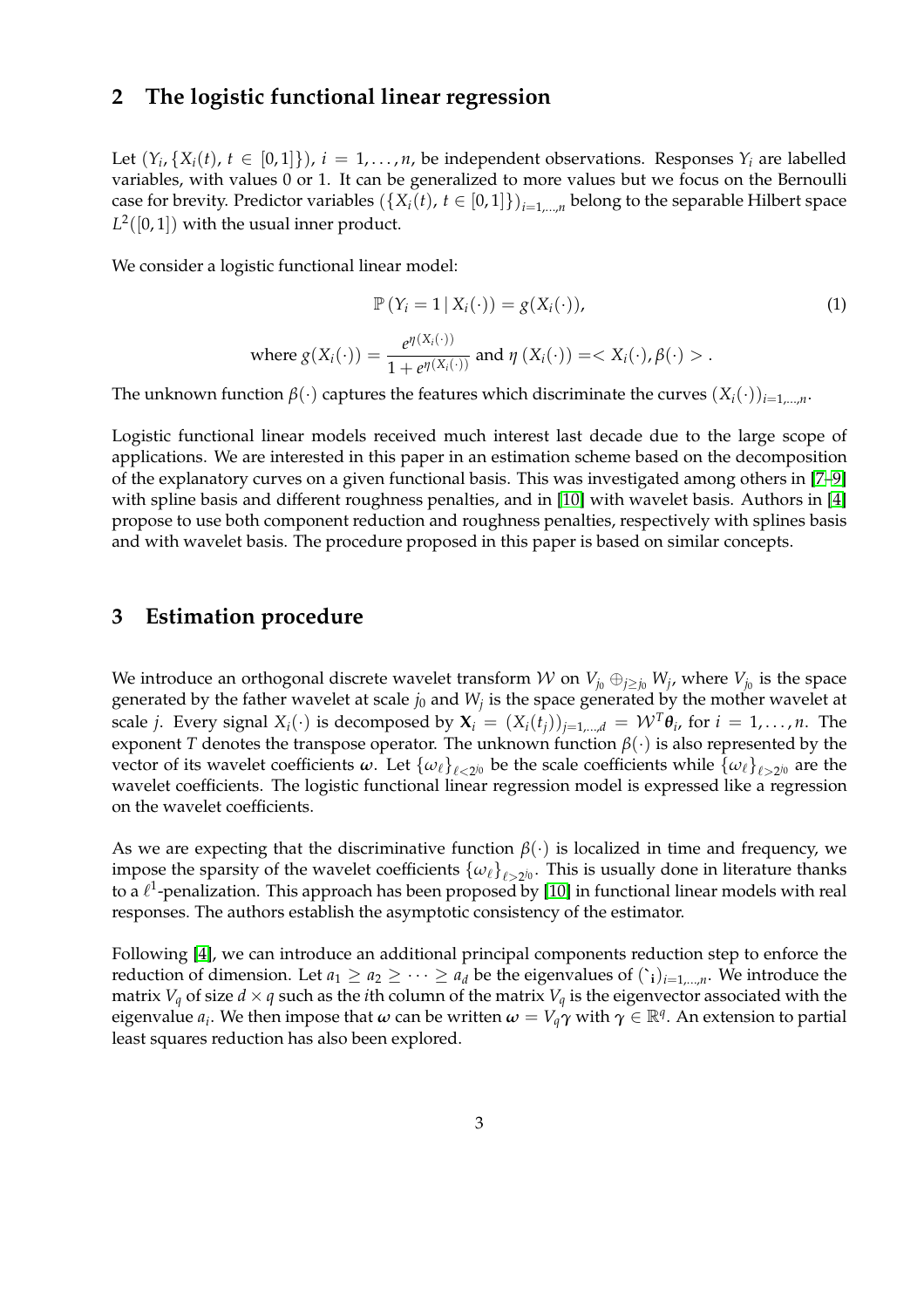## 2 The logistic functional linear regression

Let $(Y_i, \{X_i(t),\, t \in [0,1]\})$, $i = 1, \ldots, n$, be independent observations. Responses $Y_i$ are labelled variables, with values 0 or 1. It can be generalized to more values but we focus on the Bernoulli case for brevity. Predictor variables $(\{X_i(t),\, t \in [0,1]\})_{i=1,\ldots,n}$ belong to the separable Hilbert space $L^2([0,1])$ with the usual inner product.

We consider a logistic functional linear model:

$$\mathbb{P}\left(Y_i = 1 \,|\, X_i(\cdot)\right) = g(X_i(\cdot)), \tag{1}$$

$$\text{where } g(X_i(\cdot)) = \frac{e^{\eta(X_i(\cdot))}}{1 + e^{\eta(X_i(\cdot))}} \text{ and } \eta\left(X_i(\cdot)\right) = < X_i(\cdot), \beta(\cdot) > .$$

The unknown function $\beta(\cdot)$ captures the features which discriminate the curves $(X_i(\cdot))_{i=1,\ldots,n}$.

Logistic functional linear models received much interest last decade due to the large scope of applications. We are interested in this paper in an estimation scheme based on the decomposition of the explanatory curves on a given functional basis. This was investigated among others in [7–9] with spline basis and different roughness penalties, and in [10] with wavelet basis. Authors in [4] propose to use both component reduction and roughness penalties, respectively with splines basis and with wavelet basis. The procedure proposed in this paper is based on similar concepts.

## 3 Estimation procedure

We introduce an orthogonal discrete wavelet transform $\mathcal{W}$ on $V_{j_0} \oplus_{j \geq j_0} W_j$, where $V_{j_0}$ is the space generated by the father wavelet at scale $j_0$ and $W_j$ is the space generated by the mother wavelet at scale $j$. Every signal $X_i(\cdot)$ is decomposed by $\mathbf{X}_i = (X_i(t_j))_{j=1,\ldots,d} = \mathcal{W}^T \boldsymbol{\theta}_i$, for $i = 1, \ldots, n$. The exponent $T$ denotes the transpose operator. The unknown function $\beta(\cdot)$ is also represented by the vector of its wavelet coefficients $\boldsymbol{\omega}$. Let $\{\omega_\ell\}_{\ell < 2^{j_0}}$ be the scale coefficients while $\{\omega_\ell\}_{\ell > 2^{j_0}}$ are the wavelet coefficients. The logistic functional linear regression model is expressed like a regression on the wavelet coefficients.

As we are expecting that the discriminative function $\beta(\cdot)$ is localized in time and frequency, we impose the sparsity of the wavelet coefficients $\{\omega_\ell\}_{\ell > 2^{j_0}}$. This is usually done in literature thanks to a $\ell^1$-penalization. This approach has been proposed by [10] in functional linear models with real responses. The authors establish the asymptotic consistency of the estimator.

Following [4], we can introduce an additional principal components reduction step to enforce the reduction of dimension. Let $a_1 \geq a_2 \geq \cdots \geq a_d$ be the eigenvalues of $(\grave{}_{\mathbf{i}})_{i=1,\ldots,n}$. We introduce the matrix $V_q$ of size $d \times q$ such as the $i$th column of the matrix $V_q$ is the eigenvector associated with the eigenvalue $a_i$. We then impose that $\boldsymbol{\omega}$ can be written $\boldsymbol{\omega} = V_q \boldsymbol{\gamma}$ with $\boldsymbol{\gamma} \in \mathbb{R}^q$. An extension to partial least squares reduction has also been explored.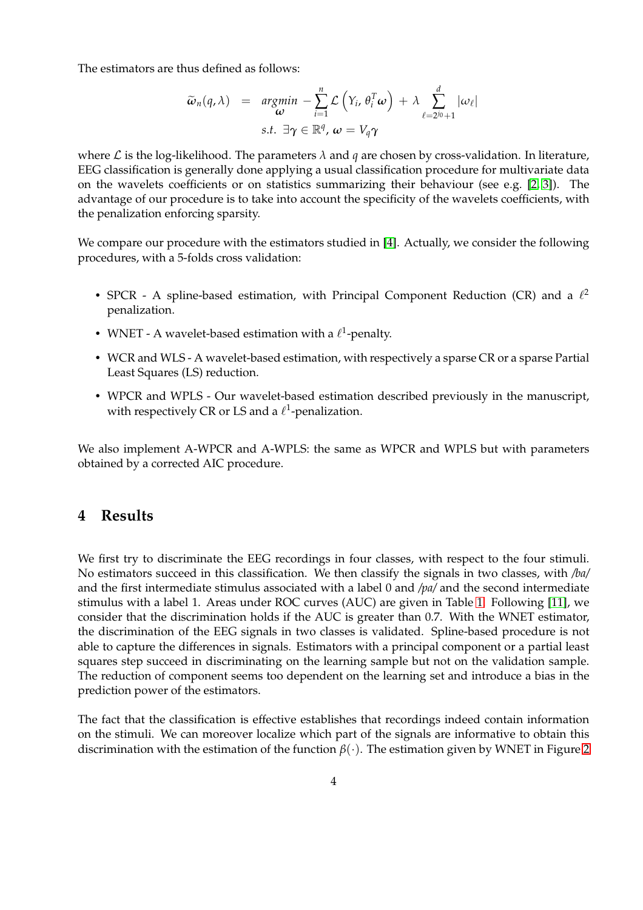The estimators are thus defined as follows:

$$
\begin{aligned}
\widetilde{\boldsymbol{\omega}}_n(q,\lambda) \;&=\; \underset{\boldsymbol{\omega}}{argmin}\; -\sum_{i=1}^{n} \mathcal{L}\left(Y_i, \theta_i^T \boldsymbol{\omega}\right) \;+\; \lambda \sum_{\ell=2^{j_0}+1}^{d} |\omega_\ell| \\
&\quad\; s.t.\;\; \exists \boldsymbol{\gamma} \in \mathbb{R}^q,\, \boldsymbol{\omega} = V_q \boldsymbol{\gamma}
\end{aligned}
$$

where $\mathcal{L}$ is the log-likelihood. The parameters $\lambda$ and $q$ are chosen by cross-validation. In literature, EEG classification is generally done applying a usual classification procedure for multivariate data on the wavelets coefficients or on statistics summarizing their behaviour (see e.g. [2, 3]). The advantage of our procedure is to take into account the specificity of the wavelets coefficients, with the penalization enforcing sparsity.

We compare our procedure with the estimators studied in [4]. Actually, we consider the following procedures, with a 5-folds cross validation:

- SPCR - A spline-based estimation, with Principal Component Reduction (CR) and a $\ell^2$ penalization.
- WNET - A wavelet-based estimation with a $\ell^1$-penalty.
- WCR and WLS - A wavelet-based estimation, with respectively a sparse CR or a sparse Partial Least Squares (LS) reduction.
- WPCR and WPLS - Our wavelet-based estimation described previously in the manuscript, with respectively CR or LS and a $\ell^1$-penalization.

We also implement A-WPCR and A-WPLS: the same as WPCR and WPLS but with parameters obtained by a corrected AIC procedure.

## 4 Results

We first try to discriminate the EEG recordings in four classes, with respect to the four stimuli. No estimators succeed in this classification. We then classify the signals in two classes, with */ba/* and the first intermediate stimulus associated with a label 0 and */pa/* and the second intermediate stimulus with a label 1. Areas under ROC curves (AUC) are given in Table 1. Following [11], we consider that the discrimination holds if the AUC is greater than 0.7. With the WNET estimator, the discrimination of the EEG signals in two classes is validated. Spline-based procedure is not able to capture the differences in signals. Estimators with a principal component or a partial least squares step succeed in discriminating on the learning sample but not on the validation sample. The reduction of component seems too dependent on the learning set and introduce a bias in the prediction power of the estimators.

The fact that the classification is effective establishes that recordings indeed contain information on the stimuli. We can moreover localize which part of the signals are informative to obtain this discrimination with the estimation of the function $\beta(\cdot)$. The estimation given by WNET in Figure 2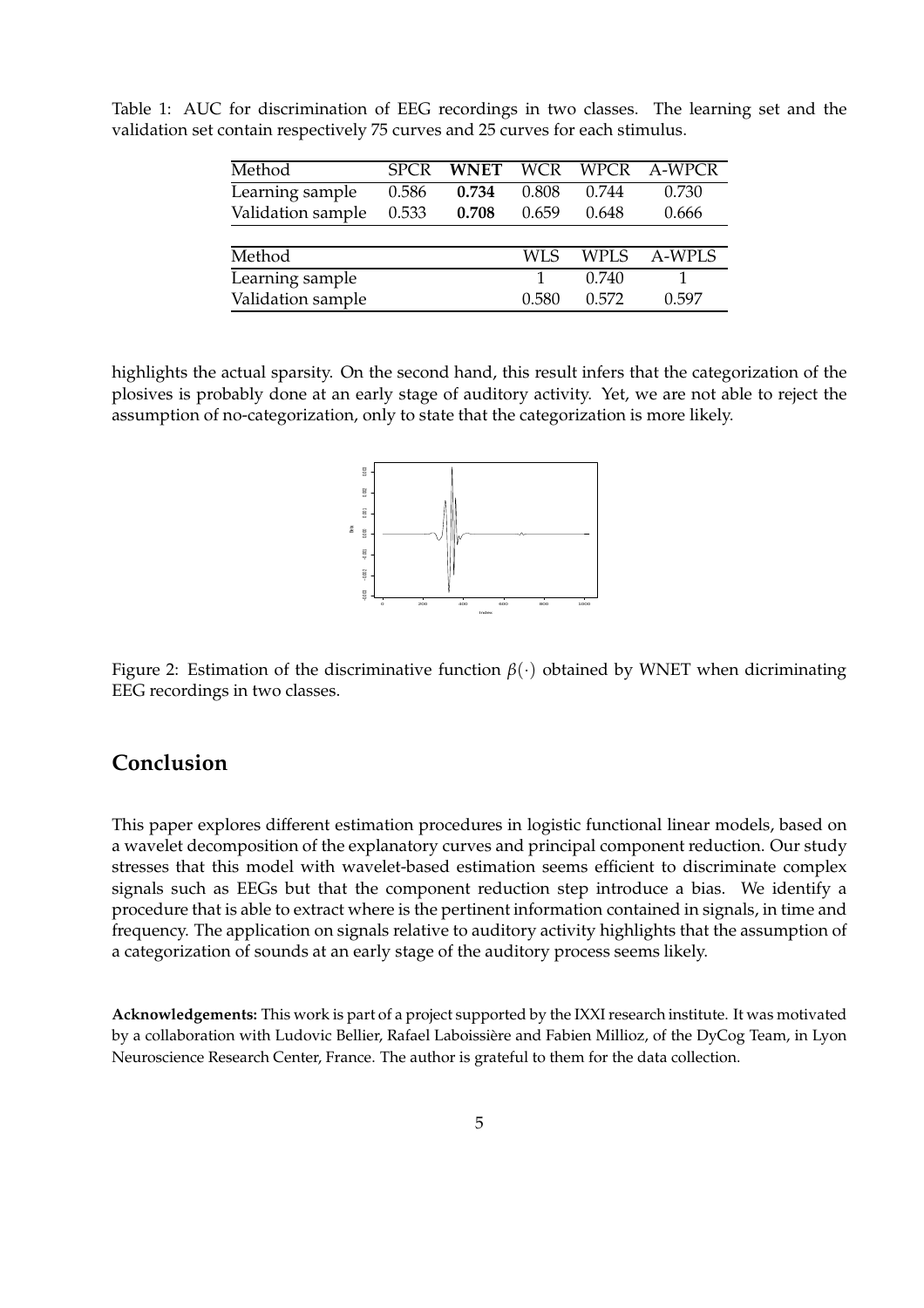Table 1: AUC for discrimination of EEG recordings in two classes. The learning set and the validation set contain respectively 75 curves and 25 curves for each stimulus.

| Method | SPCR | **WNET** | WCR | WPCR | A-WPCR |
|---|---|---|---|---|---|
| Learning sample | 0.586 | **0.734** | 0.808 | 0.744 | 0.730 |
| Validation sample | 0.533 | **0.708** | 0.659 | 0.648 | 0.666 |

| Method | | | WLS | WPLS | A-WPLS |
|---|---|---|---|---|---|
| Learning sample | | | 1 | 0.740 | 1 |
| Validation sample | | | 0.580 | 0.572 | 0.597 |

highlights the actual sparsity. On the second hand, this result infers that the categorization of the plosives is probably done at an early stage of auditory activity. Yet, we are not able to reject the assumption of no-categorization, only to state that the categorization is more likely.

Figure 2: Estimation of the discriminative function $\beta(\cdot)$ obtained by WNET when dicriminating EEG recordings in two classes.

## Conclusion

This paper explores different estimation procedures in logistic functional linear models, based on a wavelet decomposition of the explanatory curves and principal component reduction. Our study stresses that this model with wavelet-based estimation seems efficient to discriminate complex signals such as EEGs but that the component reduction step introduce a bias. We identify a procedure that is able to extract where is the pertinent information contained in signals, in time and frequency. The application on signals relative to auditory activity highlights that the assumption of a categorization of sounds at an early stage of the auditory process seems likely.

**Acknowledgements:** This work is part of a project supported by the IXXI research institute. It was motivated by a collaboration with Ludovic Bellier, Rafael Laboissière and Fabien Millioz, of the DyCog Team, in Lyon Neuroscience Research Center, France. The author is grateful to them for the data collection.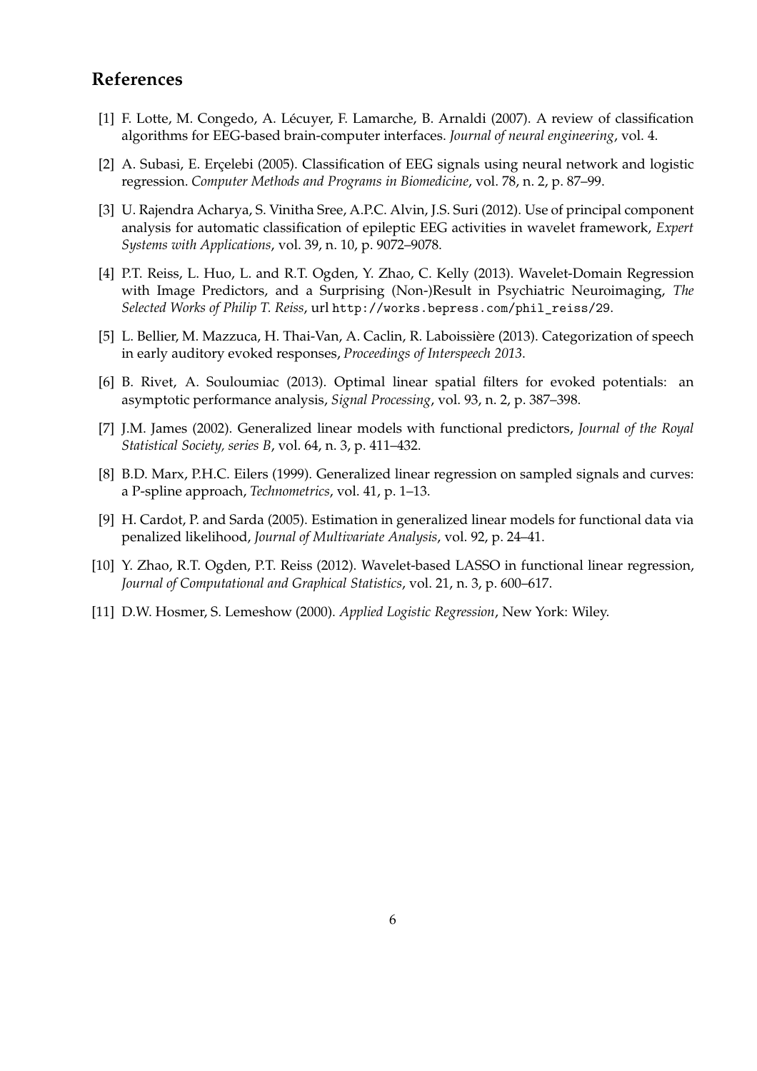## References

[1] F. Lotte, M. Congedo, A. Lécuyer, F. Lamarche, B. Arnaldi (2007). A review of classification algorithms for EEG-based brain-computer interfaces. *Journal of neural engineering*, vol. 4.

[2] A. Subasi, E. Erçelebi (2005). Classification of EEG signals using neural network and logistic regression. *Computer Methods and Programs in Biomedicine*, vol. 78, n. 2, p. 87–99.

[3] U. Rajendra Acharya, S. Vinitha Sree, A.P.C. Alvin, J.S. Suri (2012). Use of principal component analysis for automatic classification of epileptic EEG activities in wavelet framework, *Expert Systems with Applications*, vol. 39, n. 10, p. 9072–9078.

[4] P.T. Reiss, L. Huo, L. and R.T. Ogden, Y. Zhao, C. Kelly (2013). Wavelet-Domain Regression with Image Predictors, and a Surprising (Non-)Result in Psychiatric Neuroimaging, *The Selected Works of Philip T. Reiss*, url `http://works.bepress.com/phil_reiss/29`.

[5] L. Bellier, M. Mazzuca, H. Thai-Van, A. Caclin, R. Laboissière (2013). Categorization of speech in early auditory evoked responses, *Proceedings of Interspeech 2013*.

[6] B. Rivet, A. Souloumiac (2013). Optimal linear spatial filters for evoked potentials: an asymptotic performance analysis, *Signal Processing*, vol. 93, n. 2, p. 387–398.

[7] J.M. James (2002). Generalized linear models with functional predictors, *Journal of the Royal Statistical Society, series B*, vol. 64, n. 3, p. 411–432.

[8] B.D. Marx, P.H.C. Eilers (1999). Generalized linear regression on sampled signals and curves: a P-spline approach, *Technometrics*, vol. 41, p. 1–13.

[9] H. Cardot, P. and Sarda (2005). Estimation in generalized linear models for functional data via penalized likelihood, *Journal of Multivariate Analysis*, vol. 92, p. 24–41.

[10] Y. Zhao, R.T. Ogden, P.T. Reiss (2012). Wavelet-based LASSO in functional linear regression, *Journal of Computational and Graphical Statistics*, vol. 21, n. 3, p. 600–617.

[11] D.W. Hosmer, S. Lemeshow (2000). *Applied Logistic Regression*, New York: Wiley.